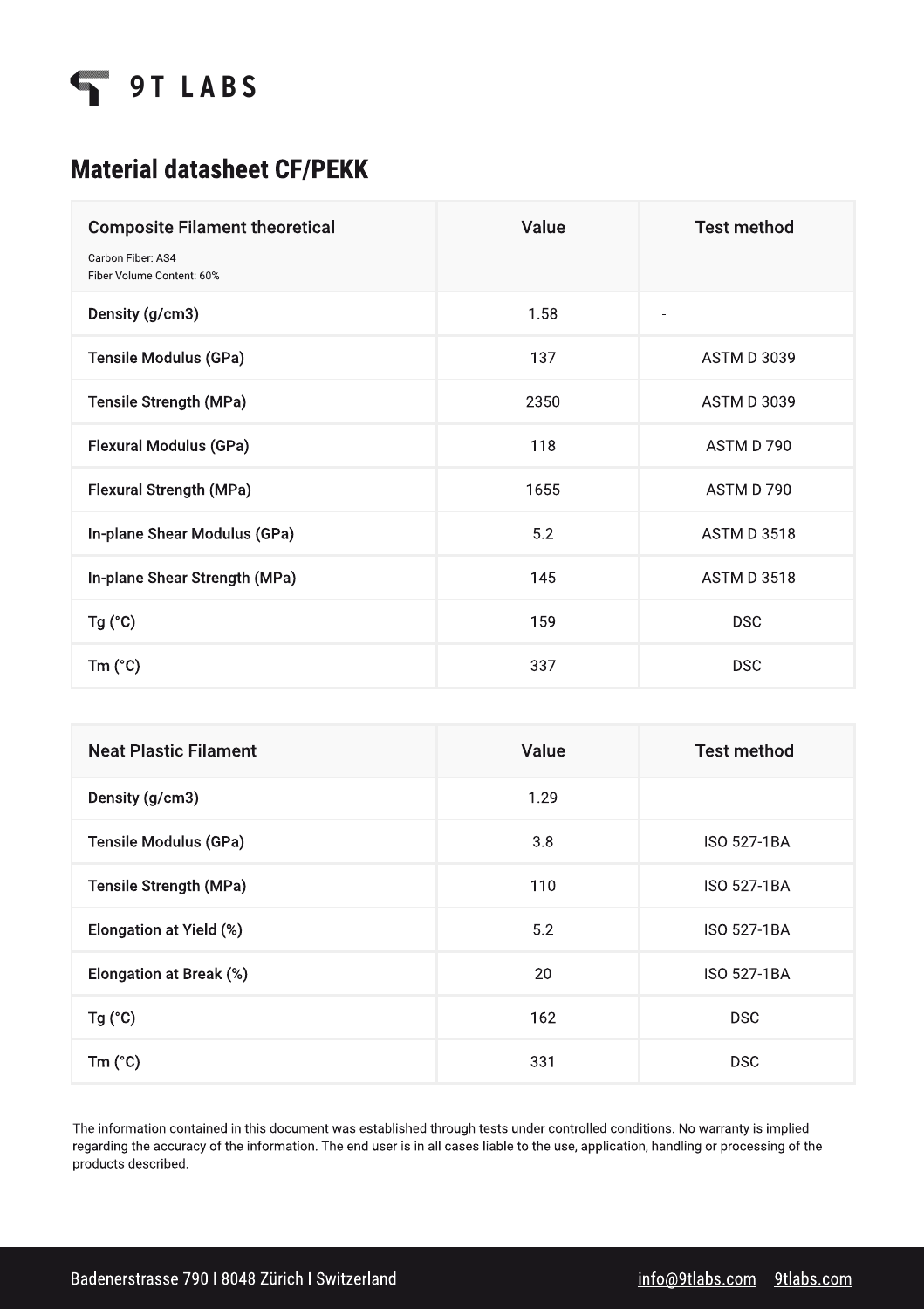# 9T LABS

## Material datasheet CF/PEKK

| Composite Filament theoretical<br>Carbon Fiber: AS4<br>Fiber Volume Content: 60% | Value | Test method |
|---|---|---|
| Density (g/cm3) | 1.58 | - |
| Tensile Modulus (GPa) | 137 | ASTM D 3039 |
| Tensile Strength (MPa) | 2350 | ASTM D 3039 |
| Flexural Modulus (GPa) | 118 | ASTM D 790 |
| Flexural Strength (MPa) | 1655 | ASTM D 790 |
| In-plane Shear Modulus (GPa) | 5.2 | ASTM D 3518 |
| In-plane Shear Strength (MPa) | 145 | ASTM D 3518 |
| Tg (°C) | 159 | DSC |
| Tm (°C) | 337 | DSC |

| Neat Plastic Filament | Value | Test method |
|---|---|---|
| Density (g/cm3) | 1.29 | - |
| Tensile Modulus (GPa) | 3.8 | ISO 527-1BA |
| Tensile Strength (MPa) | 110 | ISO 527-1BA |
| Elongation at Yield (%) | 5.2 | ISO 527-1BA |
| Elongation at Break (%) | 20 | ISO 527-1BA |
| Tg (°C) | 162 | DSC |
| Tm (°C) | 331 | DSC |

The information contained in this document was established through tests under controlled conditions. No warranty is implied regarding the accuracy of the information. The end user is in all cases liable to the use, application, handling or processing of the products described.

Badenerstrasse 790 I 8048 Zürich I Switzerland    info@9tlabs.com    9tlabs.com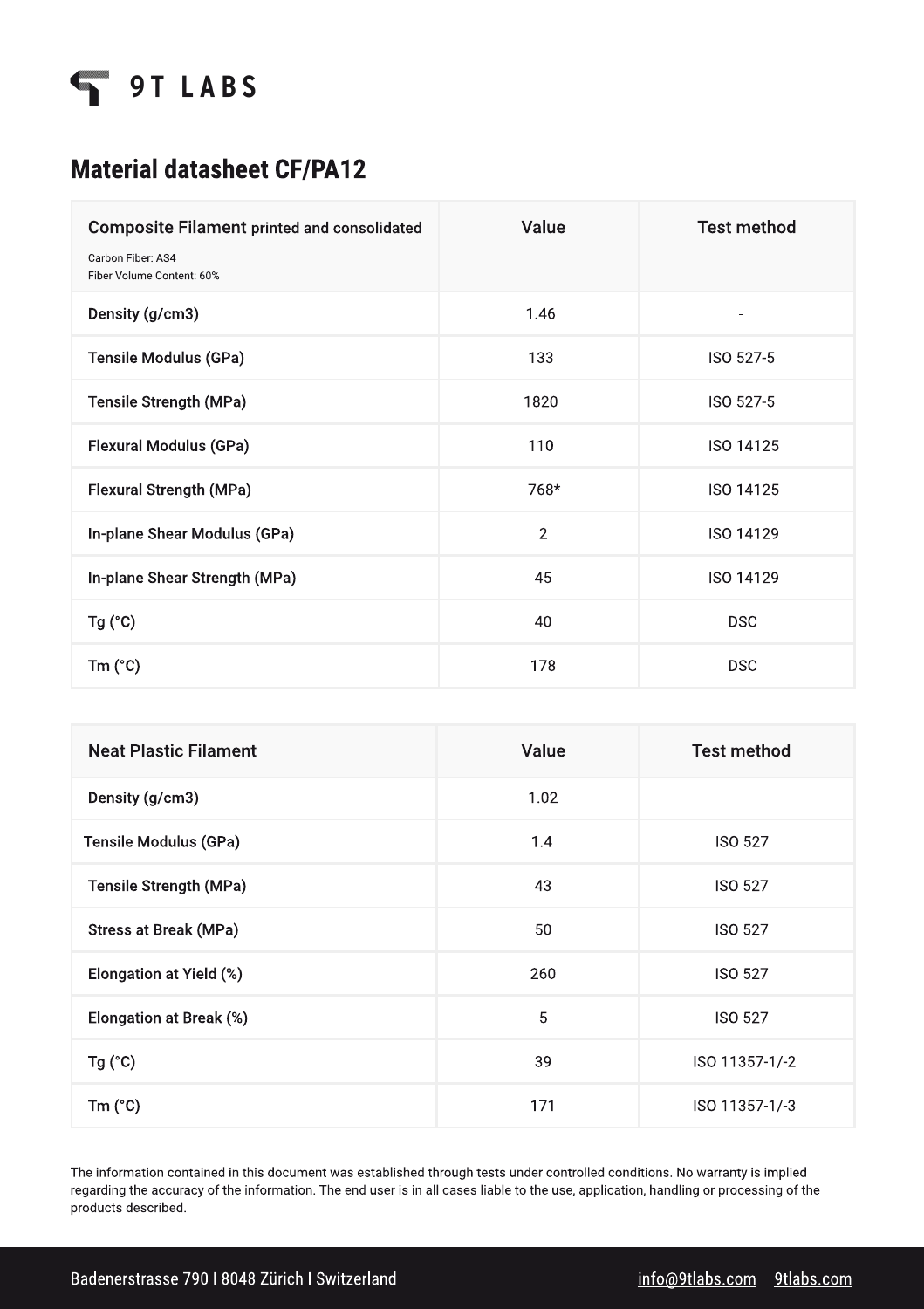9T LABS

# Material datasheet CF/PA12

| Composite Filament printed and consolidated<br>Carbon Fiber: AS4<br>Fiber Volume Content: 60% | Value | Test method |
|---|---|---|
| Density (g/cm3) | 1.46 | - |
| Tensile Modulus (GPa) | 133 | ISO 527-5 |
| Tensile Strength (MPa) | 1820 | ISO 527-5 |
| Flexural Modulus (GPa) | 110 | ISO 14125 |
| Flexural Strength (MPa) | 768* | ISO 14125 |
| In-plane Shear Modulus (GPa) | 2 | ISO 14129 |
| In-plane Shear Strength (MPa) | 45 | ISO 14129 |
| Tg (°C) | 40 | DSC |
| Tm (°C) | 178 | DSC |

| Neat Plastic Filament | Value | Test method |
|---|---|---|
| Density (g/cm3) | 1.02 | - |
| Tensile Modulus (GPa) | 1.4 | ISO 527 |
| Tensile Strength (MPa) | 43 | ISO 527 |
| Stress at Break (MPa) | 50 | ISO 527 |
| Elongation at Yield (%) | 260 | ISO 527 |
| Elongation at Break (%) | 5 | ISO 527 |
| Tg (°C) | 39 | ISO 11357-1/-2 |
| Tm (°C) | 171 | ISO 11357-1/-3 |

The information contained in this document was established through tests under controlled conditions. No warranty is implied regarding the accuracy of the information. The end user is in all cases liable to the use, application, handling or processing of the products described.

Badenerstrasse 790 I 8048 Zürich I Switzerland

info@9tlabs.com 9tlabs.com